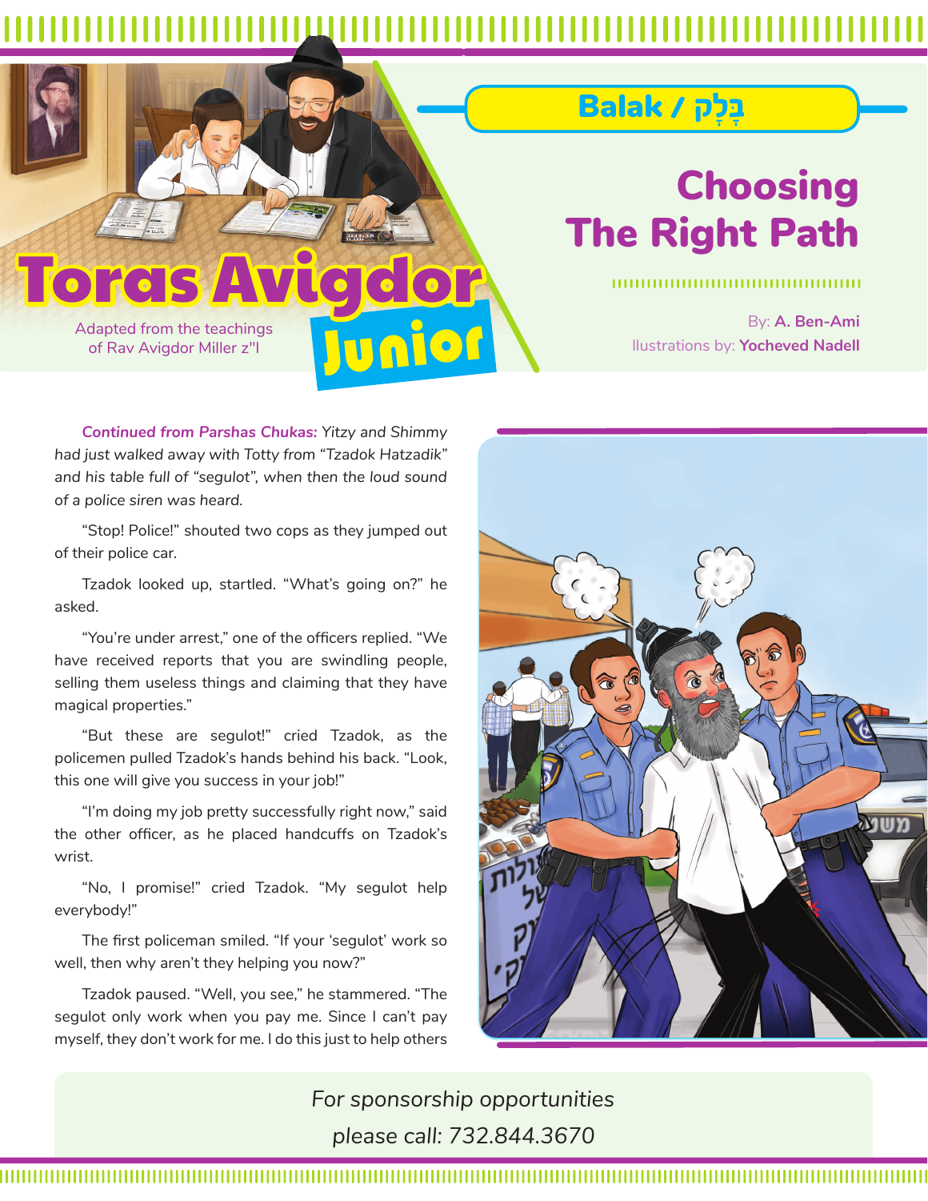# Toras Avigdor Junior

Adapted from the teachings of Rav Avigdor Miller z"l

**Balak / בָּלָק**

## Choosing The Right Path

By: **A. Ben-Ami**
Illustrations by: **Yocheved Nadell**

***Continued from Parshas Chukas:*** *Yitzy and Shimmy had just walked away with Totty from "Tzadok Hatzadik" and his table full of "segulot", when then the loud sound of a police siren was heard.*

"Stop! Police!" shouted two cops as they jumped out of their police car.

Tzadok looked up, startled. "What's going on?" he asked.

"You're under arrest," one of the officers replied. "We have received reports that you are swindling people, selling them useless things and claiming that they have magical properties."

"But these are segulot!" cried Tzadok, as the policemen pulled Tzadok's hands behind his back. "Look, this one will give you success in your job!"

"I'm doing my job pretty successfully right now," said the other officer, as he placed handcuffs on Tzadok's wrist.

"No, I promise!" cried Tzadok. "My segulot help everybody!"

The first policeman smiled. "If your 'segulot' work so well, then why aren't they helping you now?"

Tzadok paused. "Well, you see," he stammered. "The segulot only work when you pay me. Since I can't pay myself, they don't work for me. I do this just to help others

*For sponsorship opportunities please call: 732.844.3670*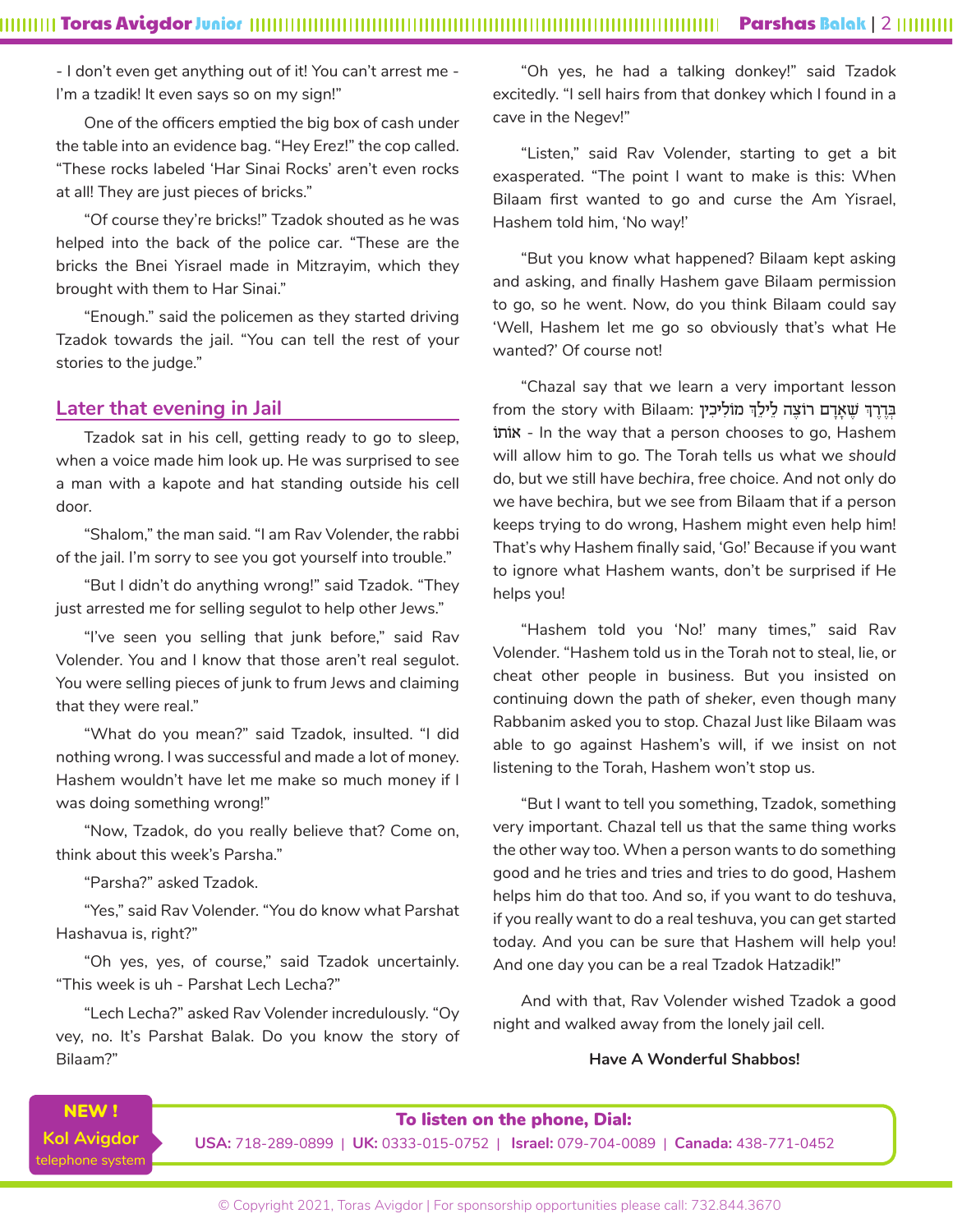- I don't even get anything out of it! You can't arrest me - I'm a tzadik! It even says so on my sign!"

One of the officers emptied the big box of cash under the table into an evidence bag. "Hey Erez!" the cop called. "These rocks labeled 'Har Sinai Rocks' aren't even rocks at all! They are just pieces of bricks."

"Of course they're bricks!" Tzadok shouted as he was helped into the back of the police car. "These are the bricks the Bnei Yisrael made in Mitzrayim, which they brought with them to Har Sinai."

"Enough." said the policemen as they started driving Tzadok towards the jail. "You can tell the rest of your stories to the judge."

## Later that evening in Jail

Tzadok sat in his cell, getting ready to go to sleep, when a voice made him look up. He was surprised to see a man with a kapote and hat standing outside his cell door.

"Shalom," the man said. "I am Rav Volender, the rabbi of the jail. I'm sorry to see you got yourself into trouble."

"But I didn't do anything wrong!" said Tzadok. "They just arrested me for selling segulot to help other Jews."

"I've seen you selling that junk before," said Rav Volender. You and I know that those aren't real segulot. You were selling pieces of junk to frum Jews and claiming that they were real."

"What do you mean?" said Tzadok, insulted. "I did nothing wrong. I was successful and made a lot of money. Hashem wouldn't have let me make so much money if I was doing something wrong!"

"Now, Tzadok, do you really believe that? Come on, think about this week's Parsha."

"Parsha?" asked Tzadok.

"Yes," said Rav Volender. "You do know what Parshat Hashavua is, right?"

"Oh yes, yes, of course," said Tzadok uncertainly. "This week is uh - Parshat Lech Lecha?"

"Lech Lecha?" asked Rav Volender incredulously. "Oy vey, no. It's Parshat Balak. Do you know the story of Bilaam?"

"Oh yes, he had a talking donkey!" said Tzadok excitedly. "I sell hairs from that donkey which I found in a cave in the Negev!"

"Listen," said Rav Volender, starting to get a bit exasperated. "The point I want to make is this: When Bilaam first wanted to go and curse the Am Yisrael, Hashem told him, 'No way!'

"But you know what happened? Bilaam kept asking and asking, and finally Hashem gave Bilaam permission to go, so he went. Now, do you think Bilaam could say 'Well, Hashem let me go so obviously that's what He wanted?' Of course not!

"Chazal say that we learn a very important lesson from the story with Bilaam: בְּדֶרֶךְ שֶׁאָדָם רוֹצֶה לֵילֵךְ מוֹלִיכִין אוֹתוֹ - In the way that a person chooses to go, Hashem will allow him to go. The Torah tells us what we *should* do, but we still have *bechira*, free choice. And not only do we have bechira, but we see from Bilaam that if a person keeps trying to do wrong, Hashem might even help him! That's why Hashem finally said, 'Go!' Because if you want to ignore what Hashem wants, don't be surprised if He helps you!

"Hashem told you 'No!' many times," said Rav Volender. "Hashem told us in the Torah not to steal, lie, or cheat other people in business. But you insisted on continuing down the path of *sheker*, even though many Rabbanim asked you to stop. Chazal Just like Bilaam was able to go against Hashem's will, if we insist on not listening to the Torah, Hashem won't stop us.

"But I want to tell you something, Tzadok, something very important. Chazal tell us that the same thing works the other way too. When a person wants to do something good and he tries and tries and tries to do good, Hashem helps him do that too. And so, if you want to do teshuva, if you really want to do a real teshuva, you can get started today. And you can be sure that Hashem will help you! And one day you can be a real Tzadok Hatzadik!"

And with that, Rav Volender wished Tzadok a good night and walked away from the lonely jail cell.

**Have A Wonderful Shabbos!**

**NEW ! Kol Avigdor** telephone system

**To listen on the phone, Dial:**

**USA:** 718-289-0899 | **UK:** 0333-015-0752 | **Israel:** 079-704-0089 | **Canada:** 438-771-0452

© Copyright 2021, Toras Avigdor | For sponsorship opportunities please call: 732.844.3670